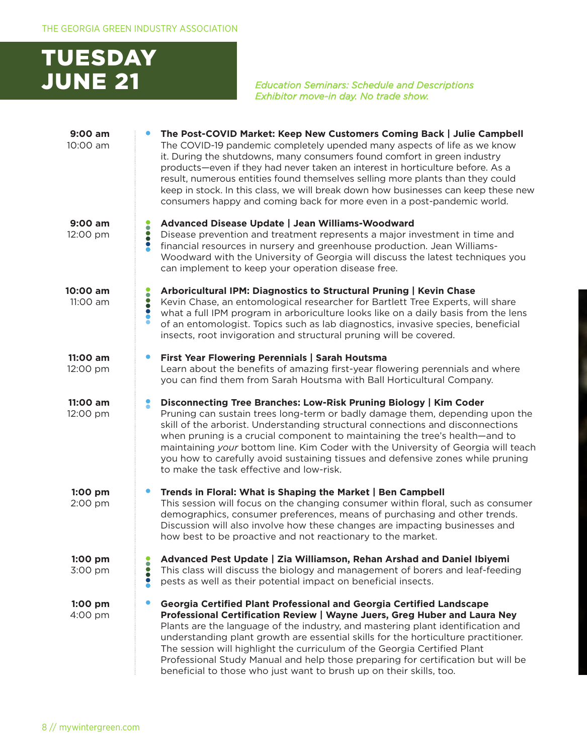# TUESDAY JUNE 21

*Education Seminars: Schedule and Descriptions*
*Exhibitor move-in day. No trade show.*

**9:00 am**
10:00 am

**The Post-COVID Market: Keep New Customers Coming Back | Julie Campbell**
The COVID-19 pandemic completely upended many aspects of life as we know it. During the shutdowns, many consumers found comfort in green industry products—even if they had never taken an interest in horticulture before. As a result, numerous entities found themselves selling more plants than they could keep in stock. In this class, we will break down how businesses can keep these new consumers happy and coming back for more even in a post-pandemic world.

**9:00 am**
12:00 pm

**Advanced Disease Update | Jean Williams-Woodward**
Disease prevention and treatment represents a major investment in time and financial resources in nursery and greenhouse production. Jean Williams-Woodward with the University of Georgia will discuss the latest techniques you can implement to keep your operation disease free.

**10:00 am**
11:00 am

**Arboricultural IPM: Diagnostics to Structural Pruning | Kevin Chase**
Kevin Chase, an entomological researcher for Bartlett Tree Experts, will share what a full IPM program in arboriculture looks like on a daily basis from the lens of an entomologist. Topics such as lab diagnostics, invasive species, beneficial insects, root invigoration and structural pruning will be covered.

**11:00 am**
12:00 pm

**First Year Flowering Perennials | Sarah Houtsma**
Learn about the benefits of amazing first-year flowering perennials and where you can find them from Sarah Houtsma with Ball Horticultural Company.

**11:00 am**
12:00 pm

**Disconnecting Tree Branches: Low-Risk Pruning Biology | Kim Coder**
Pruning can sustain trees long-term or badly damage them, depending upon the skill of the arborist. Understanding structural connections and disconnections when pruning is a crucial component to maintaining the tree's health—and to maintaining *your* bottom line. Kim Coder with the University of Georgia will teach you how to carefully avoid sustaining tissues and defensive zones while pruning to make the task effective and low-risk.

**1:00 pm**
2:00 pm

**Trends in Floral: What is Shaping the Market | Ben Campbell**
This session will focus on the changing consumer within floral, such as consumer demographics, consumer preferences, means of purchasing and other trends. Discussion will also involve how these changes are impacting businesses and how best to be proactive and not reactionary to the market.

**1:00 pm**
3:00 pm

**Advanced Pest Update | Zia Williamson, Rehan Arshad and Daniel Ibiyemi**
This class will discuss the biology and management of borers and leaf-feeding pests as well as their potential impact on beneficial insects.

**1:00 pm**
4:00 pm

**Georgia Certified Plant Professional and Georgia Certified Landscape Professional Certification Review | Wayne Juers, Greg Huber and Laura Ney**
Plants are the language of the industry, and mastering plant identification and understanding plant growth are essential skills for the horticulture practitioner. The session will highlight the curriculum of the Georgia Certified Plant Professional Study Manual and help those preparing for certification but will be beneficial to those who just want to brush up on their skills, too.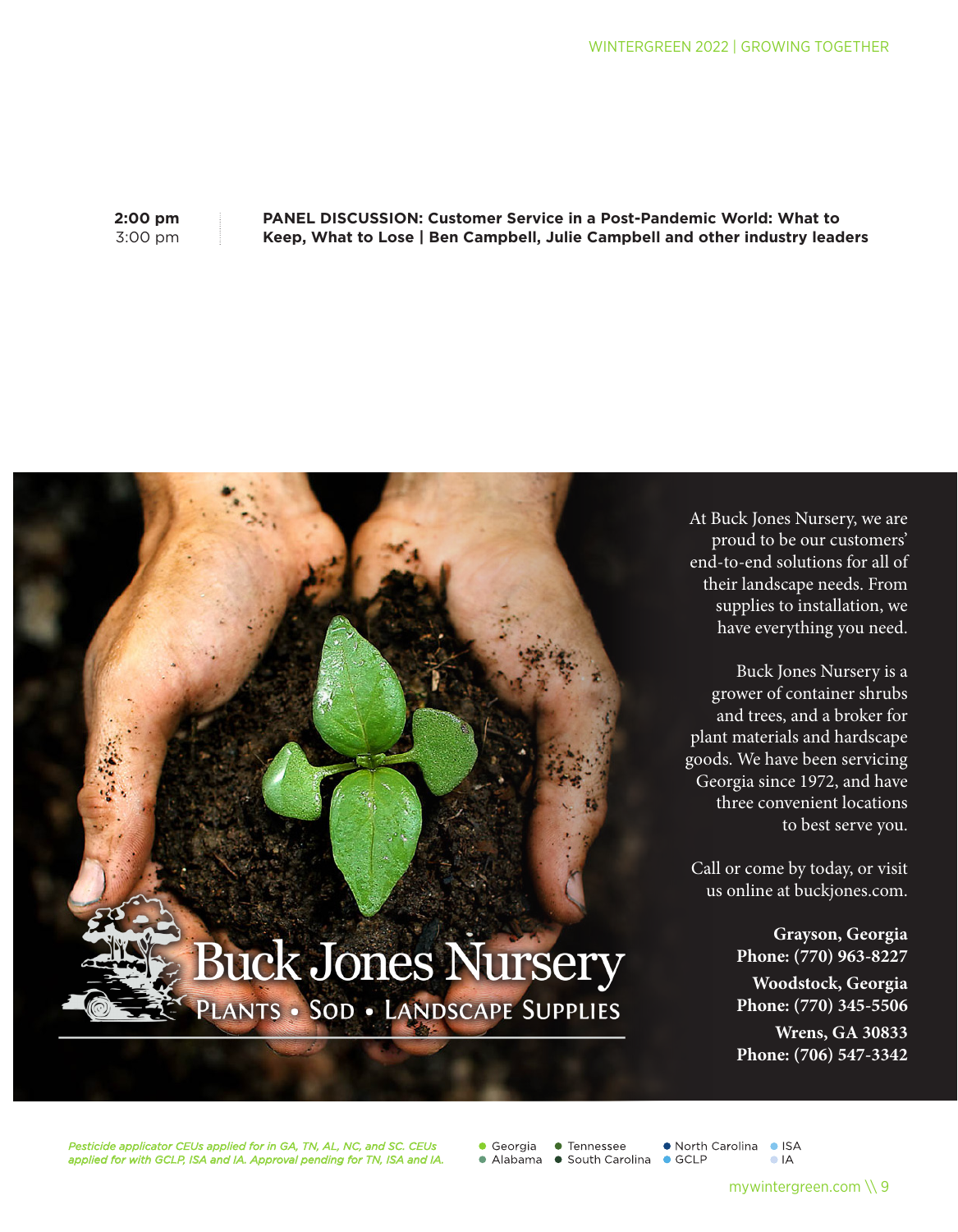| | |
|---|---|
| **2:00 pm** 3:00 pm | **PANEL DISCUSSION: Customer Service in a Post-Pandemic World: What to Keep, What to Lose \| Ben Campbell, Julie Campbell and other industry leaders** |

Buck Jones Nursery

PLANTS • SOD • LANDSCAPE SUPPLIES

At Buck Jones Nursery, we are proud to be our customers' end-to-end solutions for all of their landscape needs. From supplies to installation, we have everything you need.

Buck Jones Nursery is a grower of container shrubs and trees, and a broker for plant materials and hardscape goods. We have been servicing Georgia since 1972, and have three convenient locations to best serve you.

Call or come by today, or visit us online at buckjones.com.

**Grayson, Georgia**
**Phone: (770) 963-8227**

**Woodstock, Georgia**
**Phone: (770) 345-5506**

**Wrens, GA 30833**
**Phone: (706) 547-3342**

*Pesticide applicator CEUs applied for in GA, TN, AL, NC, and SC. CEUs applied for with GCLP, ISA and IA. Approval pending for TN, ISA and IA.*

- Georgia
- Alabama
- Tennessee
- South Carolina
- North Carolina
- GCLP
- ISA
- IA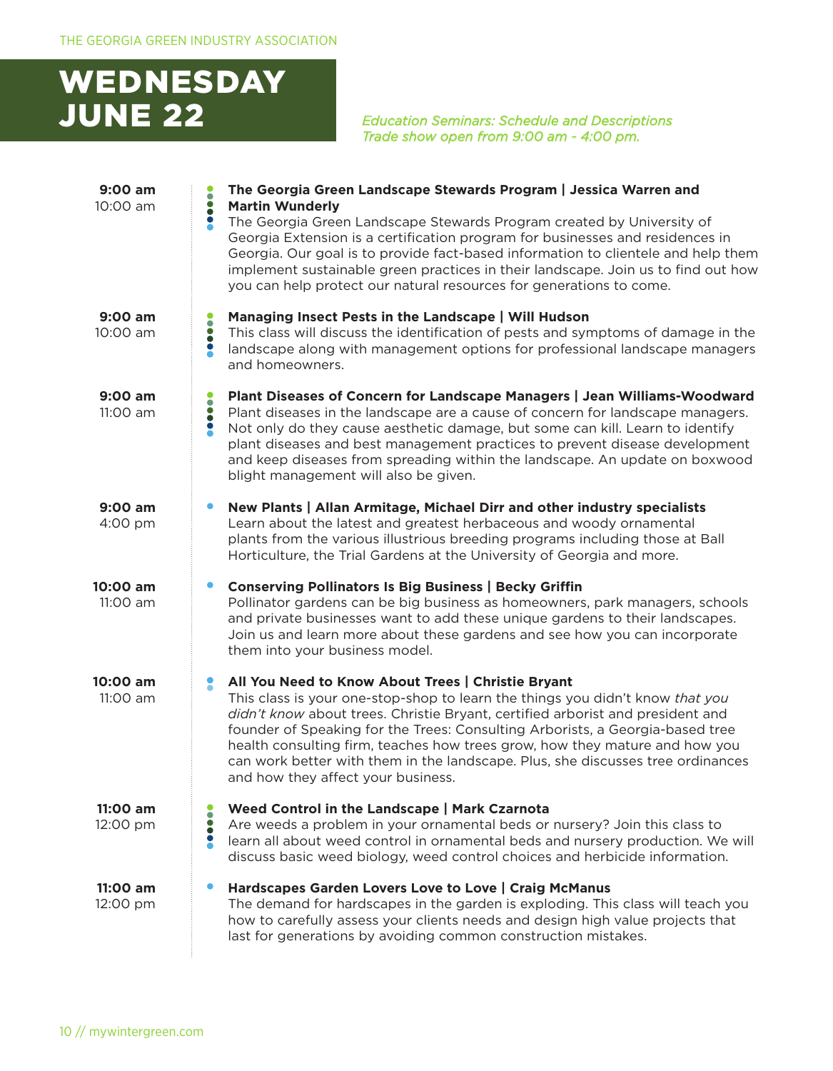# WEDNESDAY JUNE 22

*Education Seminars: Schedule and Descriptions*
*Trade show open from 9:00 am - 4:00 pm.*

**9:00 am**
10:00 am

**The Georgia Green Landscape Stewards Program | Jessica Warren and Martin Wunderly**
The Georgia Green Landscape Stewards Program created by University of Georgia Extension is a certification program for businesses and residences in Georgia. Our goal is to provide fact-based information to clientele and help them implement sustainable green practices in their landscape. Join us to find out how you can help protect our natural resources for generations to come.

**9:00 am**
10:00 am

**Managing Insect Pests in the Landscape | Will Hudson**
This class will discuss the identification of pests and symptoms of damage in the landscape along with management options for professional landscape managers and homeowners.

**9:00 am**
11:00 am

**Plant Diseases of Concern for Landscape Managers | Jean Williams-Woodward**
Plant diseases in the landscape are a cause of concern for landscape managers. Not only do they cause aesthetic damage, but some can kill. Learn to identify plant diseases and best management practices to prevent disease development and keep diseases from spreading within the landscape. An update on boxwood blight management will also be given.

**9:00 am**
4:00 pm

**New Plants | Allan Armitage, Michael Dirr and other industry specialists**
Learn about the latest and greatest herbaceous and woody ornamental plants from the various illustrious breeding programs including those at Ball Horticulture, the Trial Gardens at the University of Georgia and more.

**10:00 am**
11:00 am

**Conserving Pollinators Is Big Business | Becky Griffin**
Pollinator gardens can be big business as homeowners, park managers, schools and private businesses want to add these unique gardens to their landscapes. Join us and learn more about these gardens and see how you can incorporate them into your business model.

**10:00 am**
11:00 am

**All You Need to Know About Trees | Christie Bryant**
This class is your one-stop-shop to learn the things you didn't know *that you didn't know* about trees. Christie Bryant, certified arborist and president and founder of Speaking for the Trees: Consulting Arborists, a Georgia-based tree health consulting firm, teaches how trees grow, how they mature and how you can work better with them in the landscape. Plus, she discusses tree ordinances and how they affect your business.

**11:00 am**
12:00 pm

**Weed Control in the Landscape | Mark Czarnota**
Are weeds a problem in your ornamental beds or nursery? Join this class to learn all about weed control in ornamental beds and nursery production. We will discuss basic weed biology, weed control choices and herbicide information.

**11:00 am**
12:00 pm

**Hardscapes Garden Lovers Love to Love | Craig McManus**
The demand for hardscapes in the garden is exploding. This class will teach you how to carefully assess your clients needs and design high value projects that last for generations by avoiding common construction mistakes.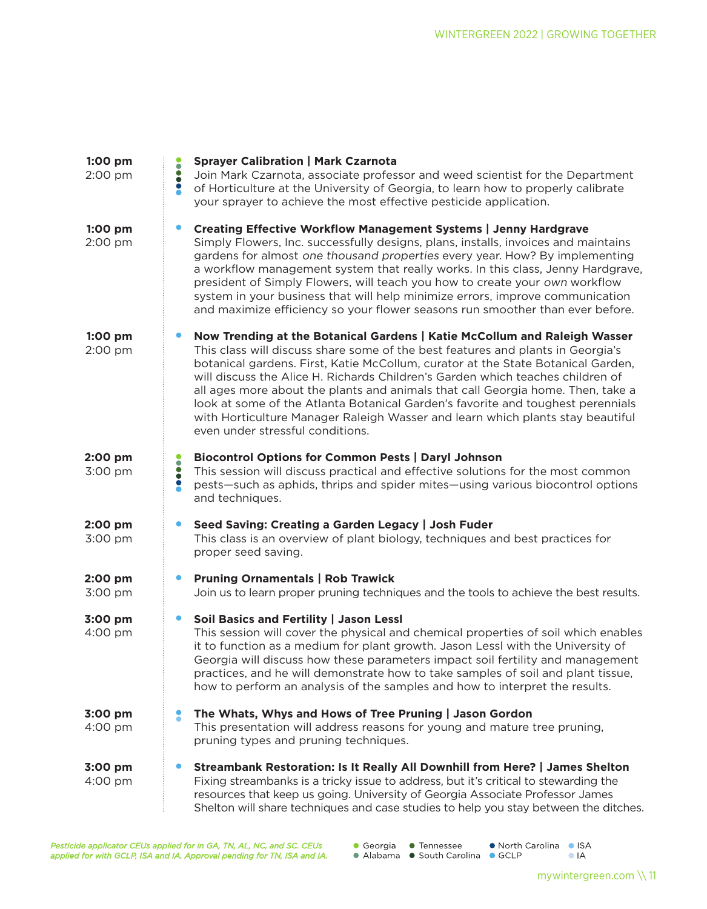**1:00 pm**
2:00 pm

**Sprayer Calibration | Mark Czarnota**
Join Mark Czarnota, associate professor and weed scientist for the Department of Horticulture at the University of Georgia, to learn how to properly calibrate your sprayer to achieve the most effective pesticide application.

**1:00 pm**
2:00 pm

**Creating Effective Workflow Management Systems | Jenny Hardgrave**
Simply Flowers, Inc. successfully designs, plans, installs, invoices and maintains gardens for almost *one thousand properties* every year. How? By implementing a workflow management system that really works. In this class, Jenny Hardgrave, president of Simply Flowers, will teach you how to create your *own* workflow system in your business that will help minimize errors, improve communication and maximize efficiency so your flower seasons run smoother than ever before.

**1:00 pm**
2:00 pm

**Now Trending at the Botanical Gardens | Katie McCollum and Raleigh Wasser**
This class will discuss share some of the best features and plants in Georgia's botanical gardens. First, Katie McCollum, curator at the State Botanical Garden, will discuss the Alice H. Richards Children's Garden which teaches children of all ages more about the plants and animals that call Georgia home. Then, take a look at some of the Atlanta Botanical Garden's favorite and toughest perennials with Horticulture Manager Raleigh Wasser and learn which plants stay beautiful even under stressful conditions.

**2:00 pm**
3:00 pm

**Biocontrol Options for Common Pests | Daryl Johnson**
This session will discuss practical and effective solutions for the most common pests—such as aphids, thrips and spider mites—using various biocontrol options and techniques.

**2:00 pm**
3:00 pm

**Seed Saving: Creating a Garden Legacy | Josh Fuder**
This class is an overview of plant biology, techniques and best practices for proper seed saving.

**2:00 pm**
3:00 pm

**Pruning Ornamentals | Rob Trawick**
Join us to learn proper pruning techniques and the tools to achieve the best results.

**3:00 pm**
4:00 pm

**Soil Basics and Fertility | Jason Lessl**
This session will cover the physical and chemical properties of soil which enables it to function as a medium for plant growth. Jason Lessl with the University of Georgia will discuss how these parameters impact soil fertility and management practices, and he will demonstrate how to take samples of soil and plant tissue, how to perform an analysis of the samples and how to interpret the results.

**3:00 pm**
4:00 pm

**The Whats, Whys and Hows of Tree Pruning | Jason Gordon**
This presentation will address reasons for young and mature tree pruning, pruning types and pruning techniques.

**3:00 pm**
4:00 pm

**Streambank Restoration: Is It Really All Downhill from Here? | James Shelton**
Fixing streambanks is a tricky issue to address, but it's critical to stewarding the resources that keep us going. University of Georgia Associate Professor James Shelton will share techniques and case studies to help you stay between the ditches.

*Pesticide applicator CEUs applied for in GA, TN, AL, NC, and SC. CEUs applied for with GCLP, ISA and IA. Approval pending for TN, ISA and IA.*

● Georgia ● Alabama ● Tennessee ● South Carolina ● North Carolina ● GCLP ● ISA ● IA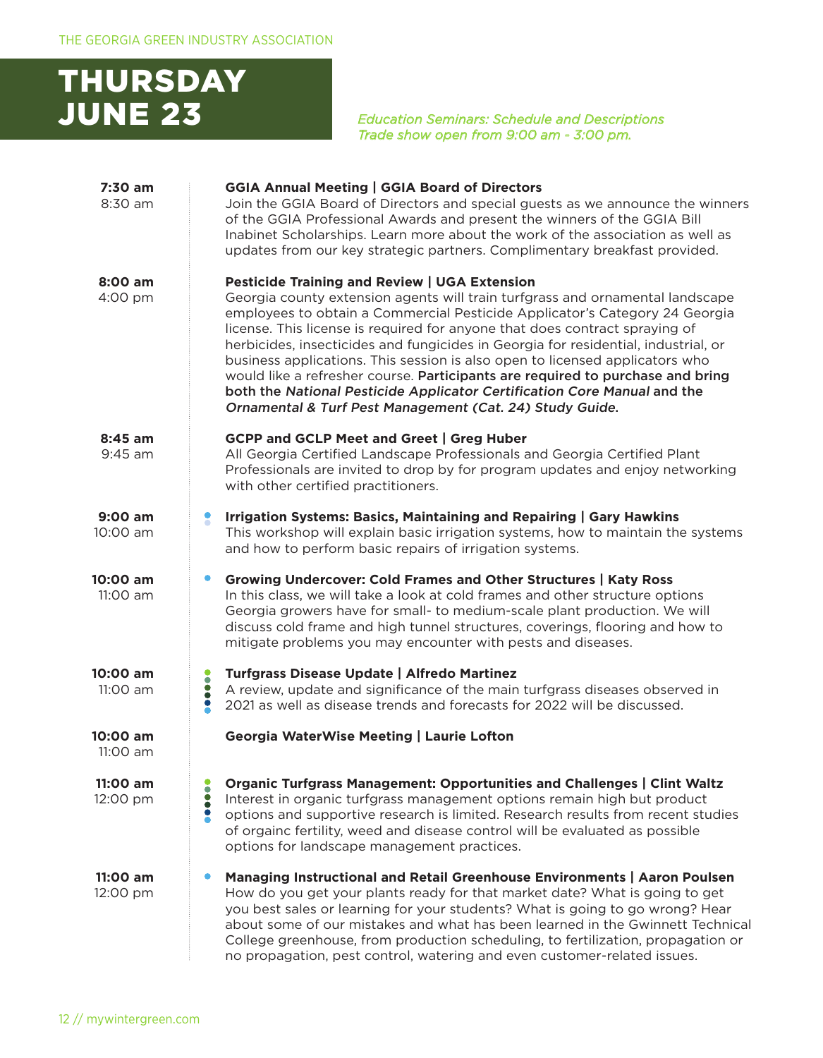# THURSDAY JUNE 23

*Education Seminars: Schedule and Descriptions*
*Trade show open from 9:00 am - 3:00 pm.*

**7:30 am**
8:30 am

**GGIA Annual Meeting | GGIA Board of Directors**
Join the GGIA Board of Directors and special guests as we announce the winners of the GGIA Professional Awards and present the winners of the GGIA Bill Inabinet Scholarships. Learn more about the work of the association as well as updates from our key strategic partners. Complimentary breakfast provided.

**8:00 am**
4:00 pm

**Pesticide Training and Review | UGA Extension**
Georgia county extension agents will train turfgrass and ornamental landscape employees to obtain a Commercial Pesticide Applicator's Category 24 Georgia license. This license is required for anyone that does contract spraying of herbicides, insecticides and fungicides in Georgia for residential, industrial, or business applications. This session is also open to licensed applicators who would like a refresher course. **Participants are required to purchase and bring both the *National Pesticide Applicator Certification Core Manual* and the *Ornamental & Turf Pest Management (Cat. 24) Study Guide.***

**8:45 am**
9:45 am

**GCPP and GCLP Meet and Greet | Greg Huber**
All Georgia Certified Landscape Professionals and Georgia Certified Plant Professionals are invited to drop by for program updates and enjoy networking with other certified practitioners.

**9:00 am**
10:00 am

**Irrigation Systems: Basics, Maintaining and Repairing | Gary Hawkins**
This workshop will explain basic irrigation systems, how to maintain the systems and how to perform basic repairs of irrigation systems.

**10:00 am**
11:00 am

**Growing Undercover: Cold Frames and Other Structures | Katy Ross**
In this class, we will take a look at cold frames and other structure options Georgia growers have for small- to medium-scale plant production. We will discuss cold frame and high tunnel structures, coverings, flooring and how to mitigate problems you may encounter with pests and diseases.

**10:00 am**
11:00 am

**Turfgrass Disease Update | Alfredo Martinez**
A review, update and significance of the main turfgrass diseases observed in 2021 as well as disease trends and forecasts for 2022 will be discussed.

**10:00 am**
11:00 am

**Georgia WaterWise Meeting | Laurie Lofton**

**11:00 am**
12:00 pm

**Organic Turfgrass Management: Opportunities and Challenges | Clint Waltz**
Interest in organic turfgrass management options remain high but product options and supportive research is limited. Research results from recent studies of orgainc fertility, weed and disease control will be evaluated as possible options for landscape management practices.

**11:00 am**
12:00 pm

**Managing Instructional and Retail Greenhouse Environments | Aaron Poulsen**
How do you get your plants ready for that market date? What is going to get you best sales or learning for your students? What is going to go wrong? Hear about some of our mistakes and what has been learned in the Gwinnett Technical College greenhouse, from production scheduling, to fertilization, propagation or no propagation, pest control, watering and even customer-related issues.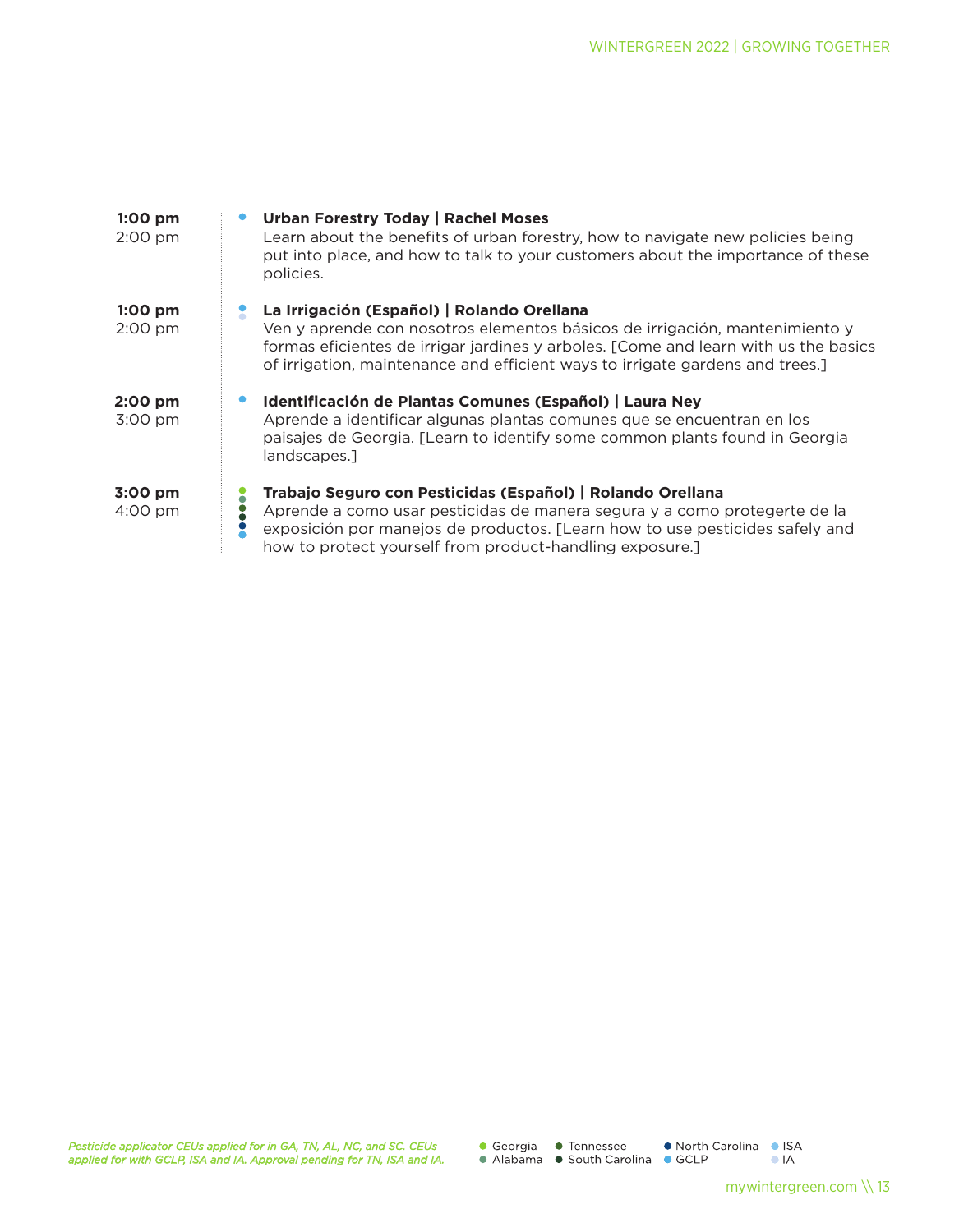**1:00 pm**
2:00 pm

**Urban Forestry Today | Rachel Moses**
Learn about the benefits of urban forestry, how to navigate new policies being put into place, and how to talk to your customers about the importance of these policies.

**1:00 pm**
2:00 pm

**La Irrigación (Español) | Rolando Orellana**
Ven y aprende con nosotros elementos básicos de irrigación, mantenimiento y formas eficientes de irrigar jardines y arboles. [Come and learn with us the basics of irrigation, maintenance and efficient ways to irrigate gardens and trees.]

**2:00 pm**
3:00 pm

**Identificación de Plantas Comunes (Español) | Laura Ney**
Aprende a identificar algunas plantas comunes que se encuentran en los paisajes de Georgia. [Learn to identify some common plants found in Georgia landscapes.]

**3:00 pm**
4:00 pm

**Trabajo Seguro con Pesticidas (Español) | Rolando Orellana**
Aprende a como usar pesticidas de manera segura y a como protegerte de la exposición por manejos de productos. [Learn how to use pesticides safely and how to protect yourself from product-handling exposure.]

*Pesticide applicator CEUs applied for in GA, TN, AL, NC, and SC. CEUs applied for with GCLP, ISA and IA. Approval pending for TN, ISA and IA.*

● Georgia ● Alabama ● Tennessee ● South Carolina ● North Carolina ● GCLP ● ISA ● IA